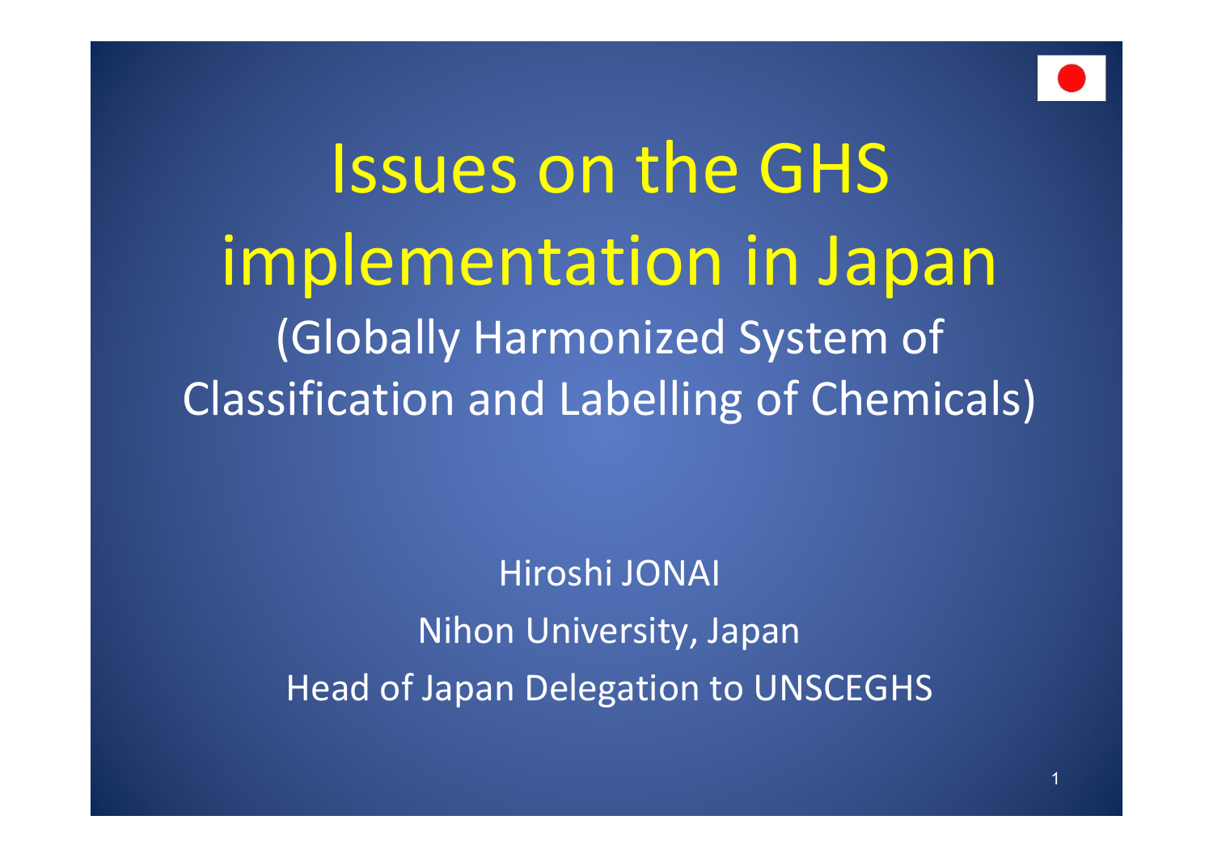# Issues on the GHS implementation in Japan

(Globally Harmonized System of Classification and Labelling of Chemicals)

Hiroshi JONAI

Nihon University, Japan

Head of Japan Delegation to UNSCEGHS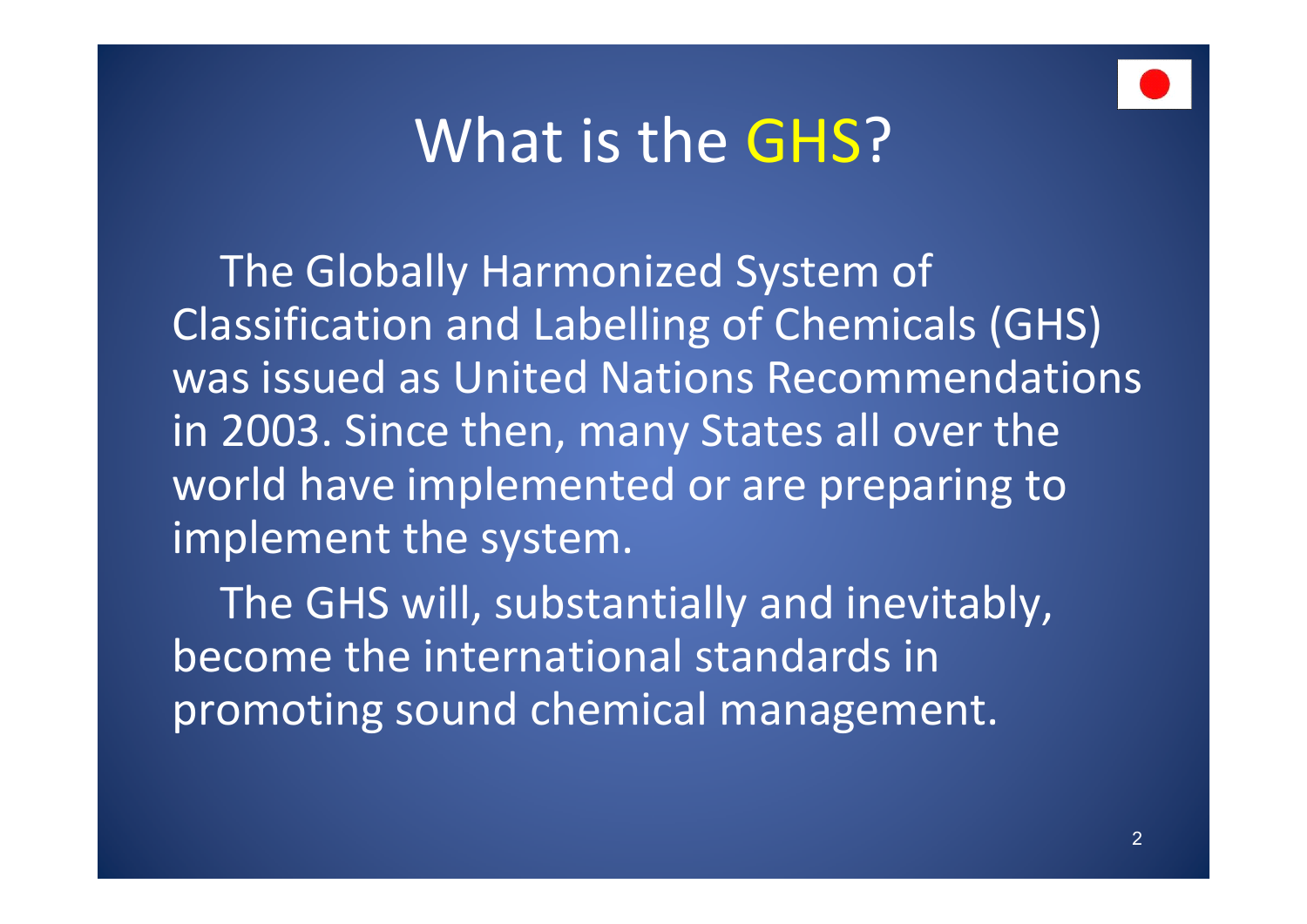# What is the GHS?

The Globally Harmonized System of Classification and Labelling of Chemicals (GHS) was issued as United Nations Recommendations in 2003. Since then, many States all over the world have implemented or are preparing to implement the system.

The GHS will, substantially and inevitably, become the international standards in promoting sound chemical management.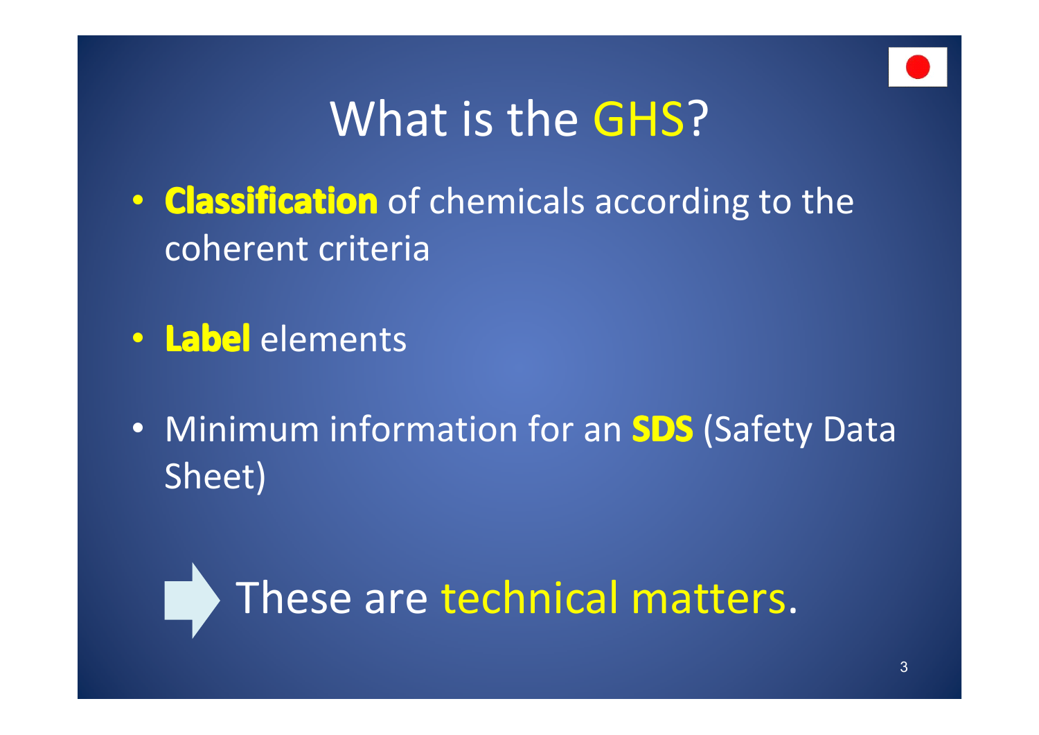# What is the GHS?

- **Classification** of chemicals according to the coherent criteria
- **Label** elements
- Minimum information for an **SDS** (Safety Data Sheet)

➡ These are technical matters.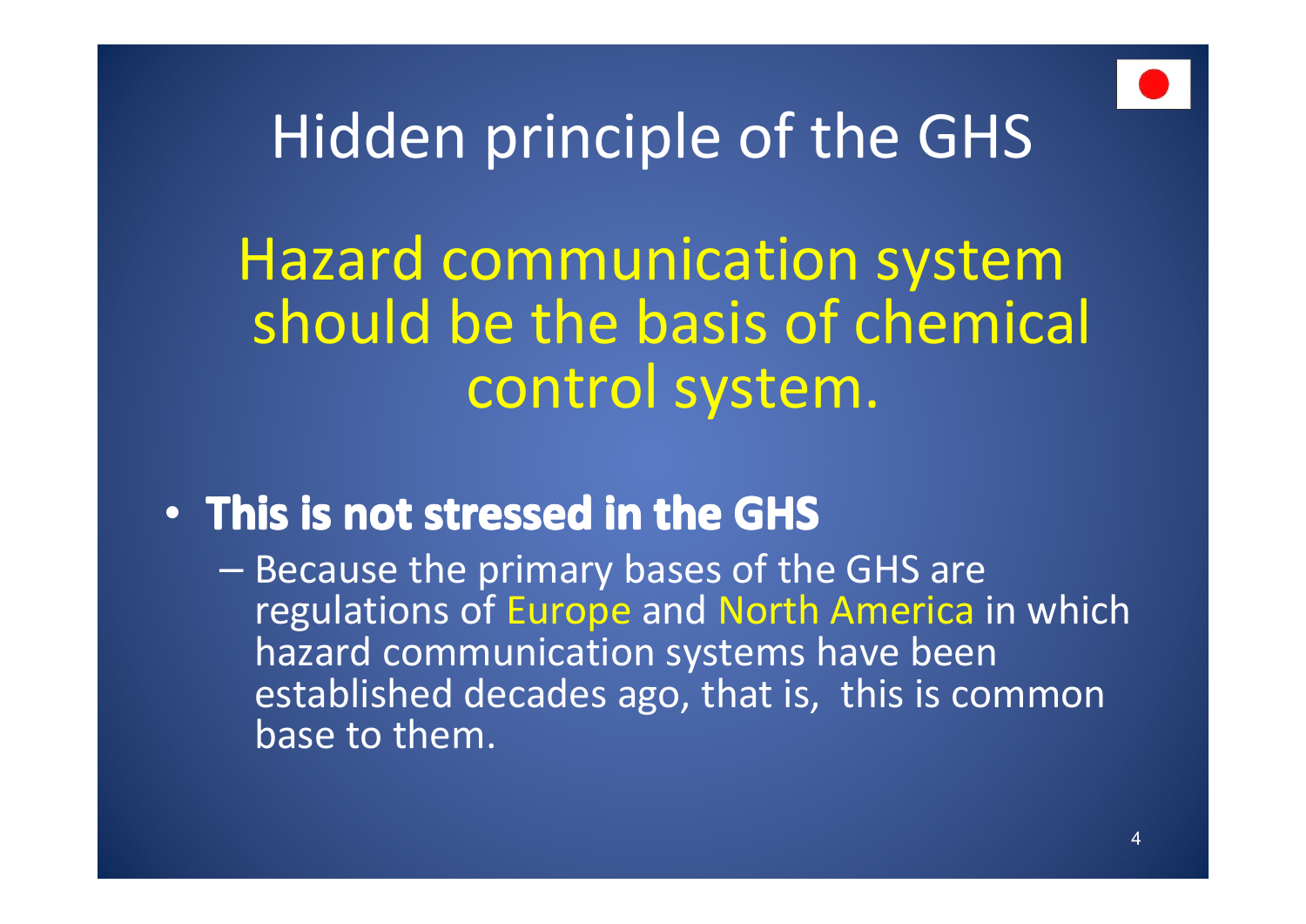# Hidden principle of the GHS

Hazard communication system should be the basis of chemical control system.

- **This is not stressed in the GHS**
  - Because the primary bases of the GHS are regulations of Europe and North America in which hazard communication systems have been established decades ago, that is, this is common base to them.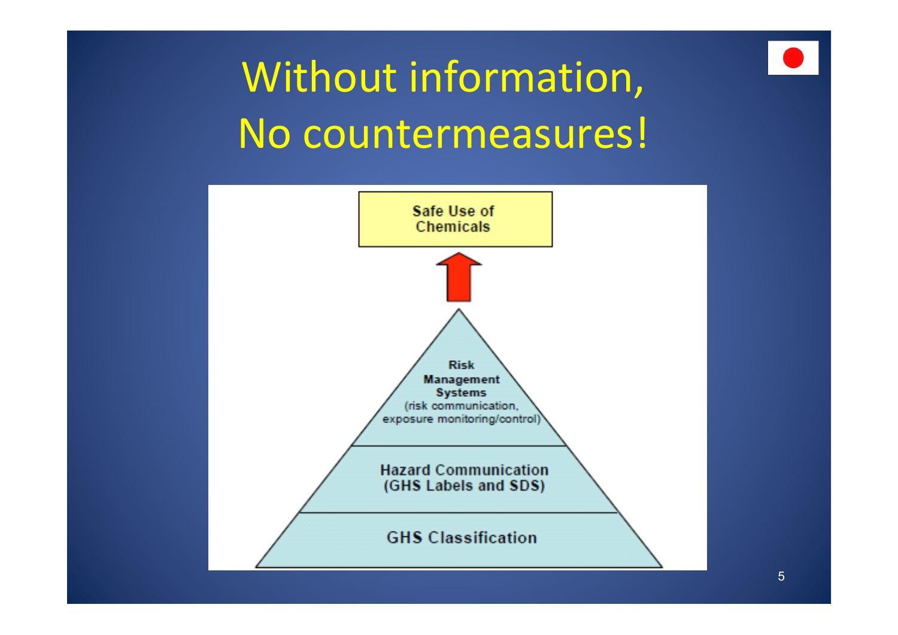# Without information, No countermeasures!

Safe Use of Chemicals

Risk Management Systems
(risk communication, exposure monitoring/control)

Hazard Communication
(GHS Labels and SDS)

GHS Classification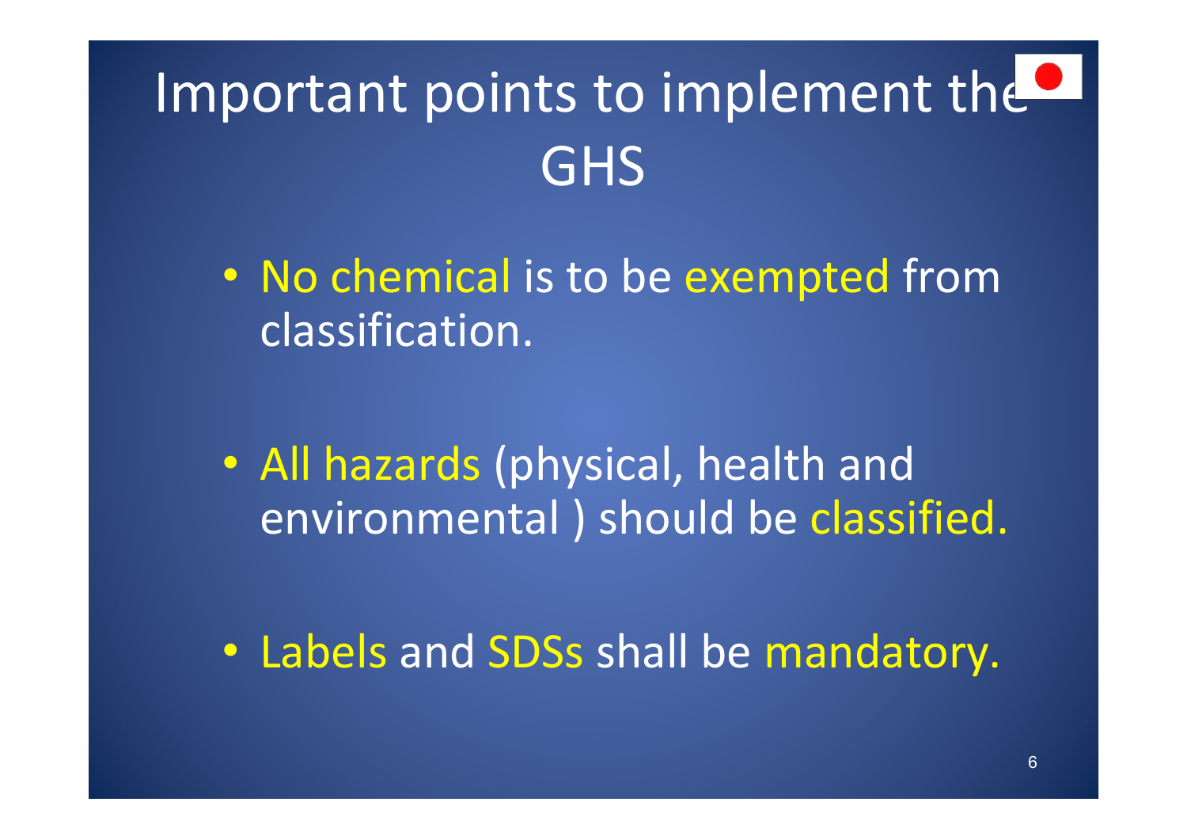# Important points to implement the GHS

- No chemical is to be exempted from classification.
- All hazards (physical, health and environmental ) should be classified.
- Labels and SDSs shall be mandatory.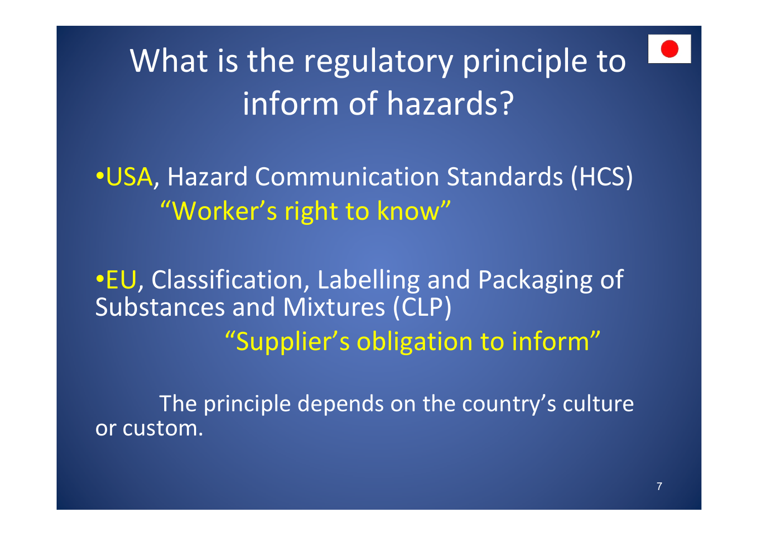# What is the regulatory principle to inform of hazards?

- USA, Hazard Communication Standards (HCS)

  "Worker's right to know"

- EU, Classification, Labelling and Packaging of Substances and Mixtures (CLP)

  "Supplier's obligation to inform"

The principle depends on the country's culture or custom.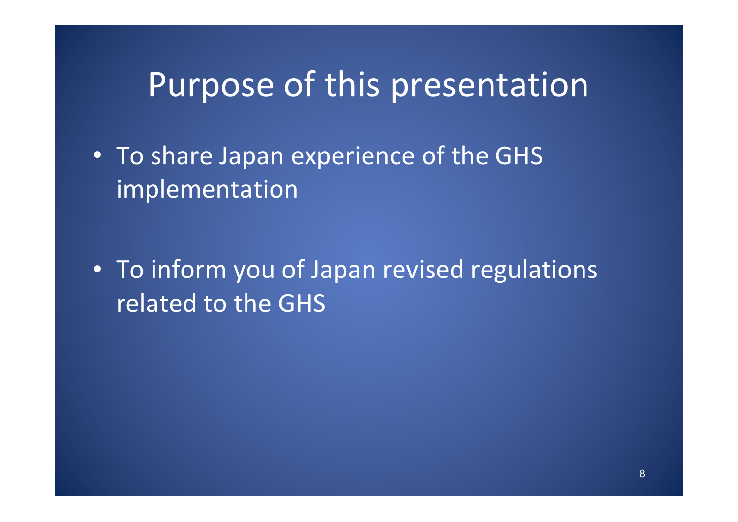# Purpose of this presentation

- To share Japan experience of the GHS implementation
- To inform you of Japan revised regulations related to the GHS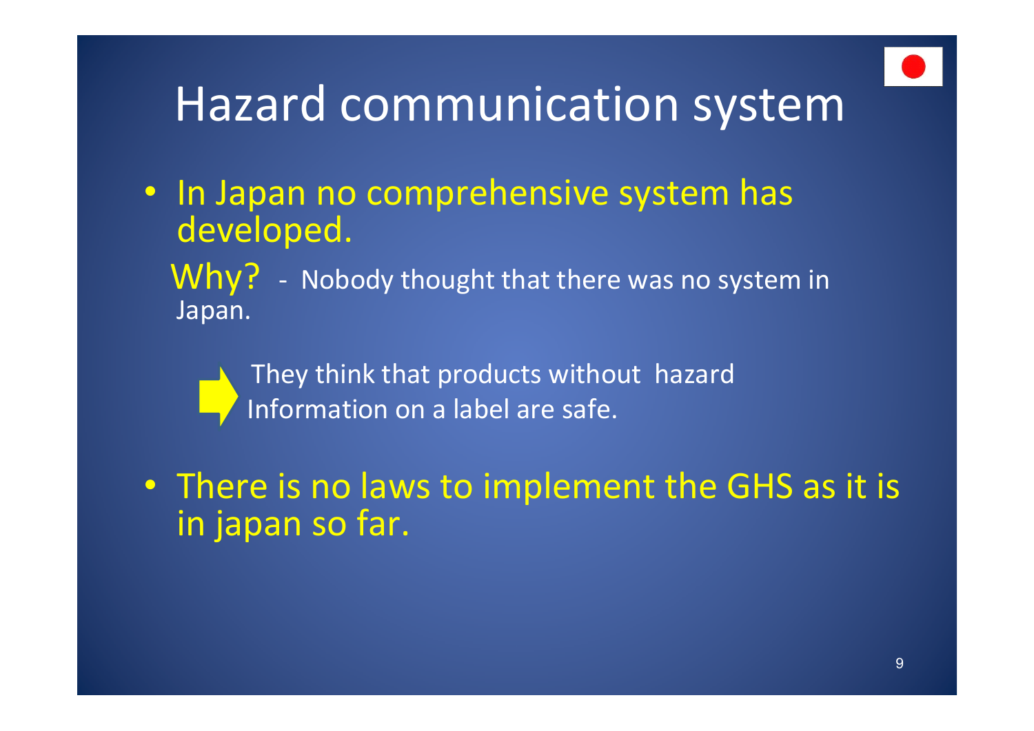# Hazard communication system

- In Japan no comprehensive system has developed.

  Why? - Nobody thought that there was no system in Japan.

  ➡ They think that products without hazard Information on a label are safe.

- There is no laws to implement the GHS as it is in japan so far.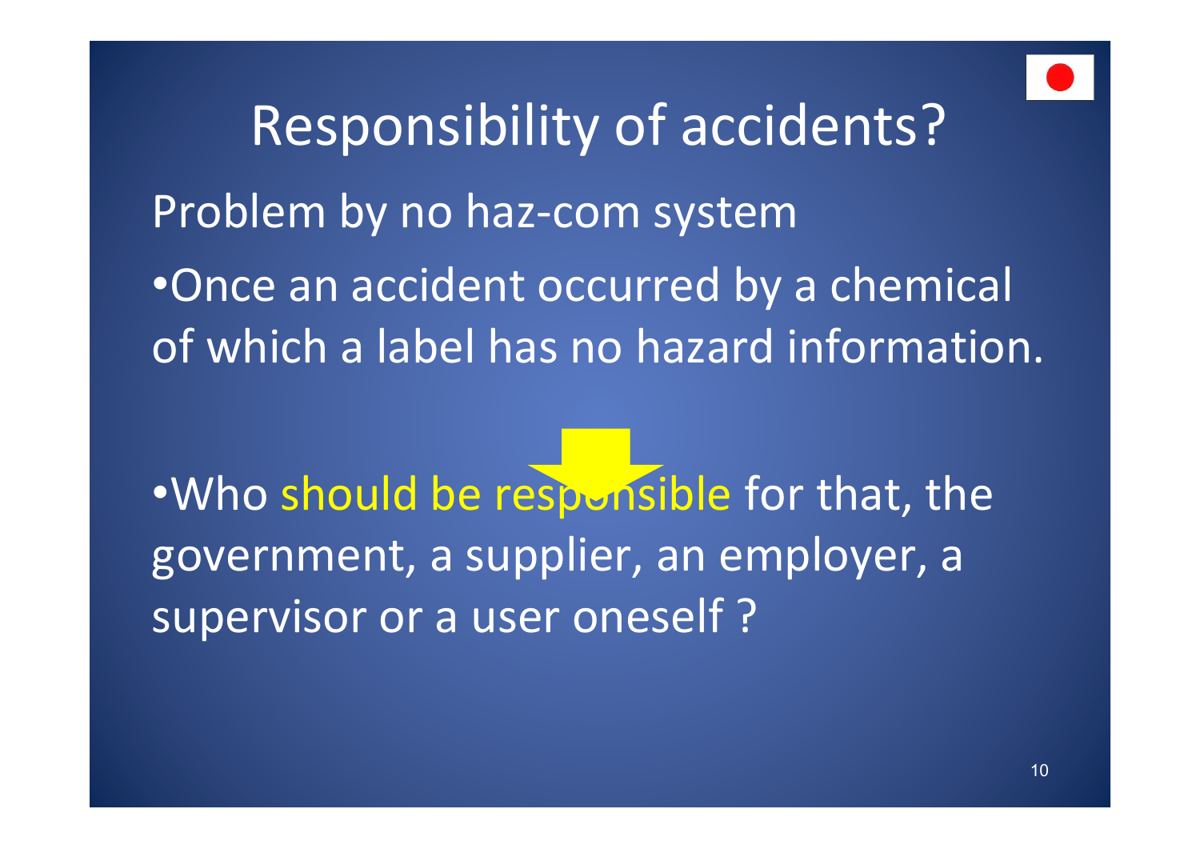# Responsibility of accidents?

Problem by no haz-com system

- Once an accident occurred by a chemical of which a label has no hazard information.

- Who should be responsible for that, the government, a supplier, an employer, a supervisor or a user oneself ?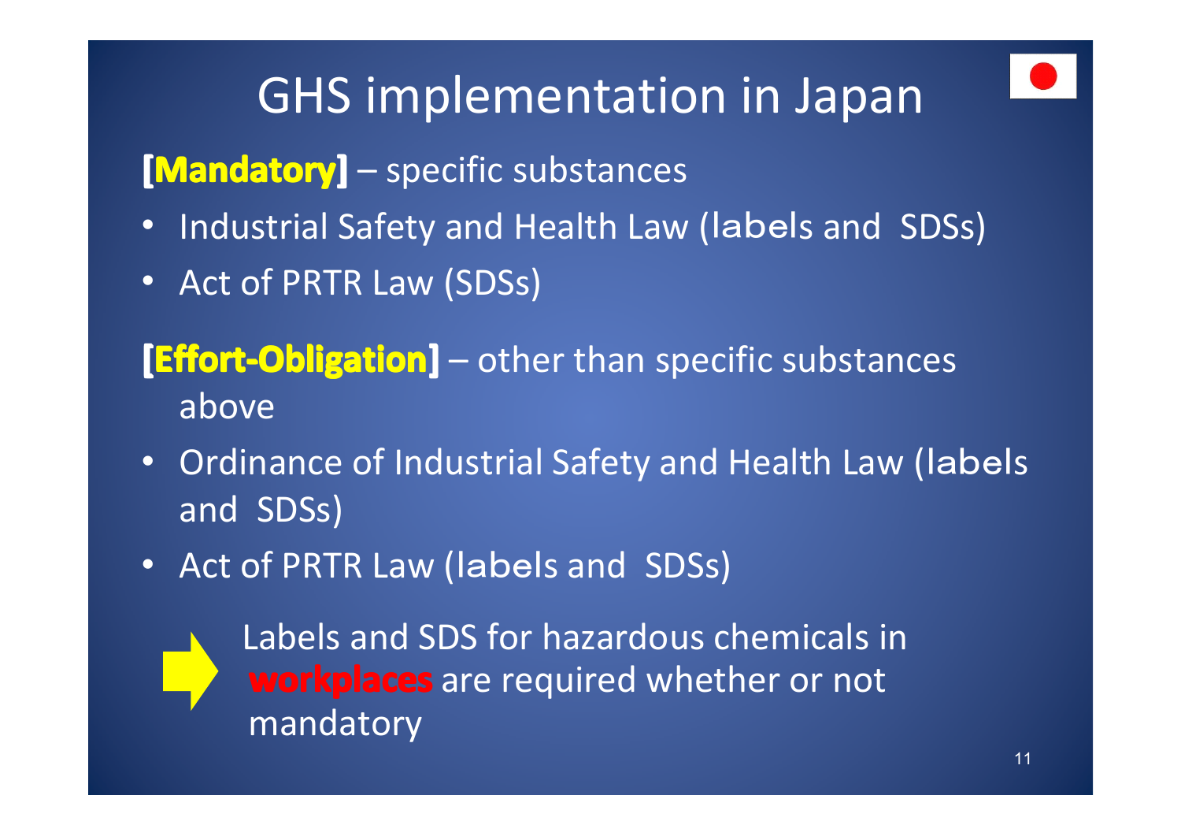# GHS implementation in Japan

**[Mandatory]** – specific substances

- Industrial Safety and Health Law (labels and SDSs)
- Act of PRTR Law (SDSs)

**[Effort-Obligation]** – other than specific substances above

- Ordinance of Industrial Safety and Health Law (labels and SDSs)
- Act of PRTR Law (labels and SDSs)

Labels and SDS for hazardous chemicals in **workplaces** are required whether or not mandatory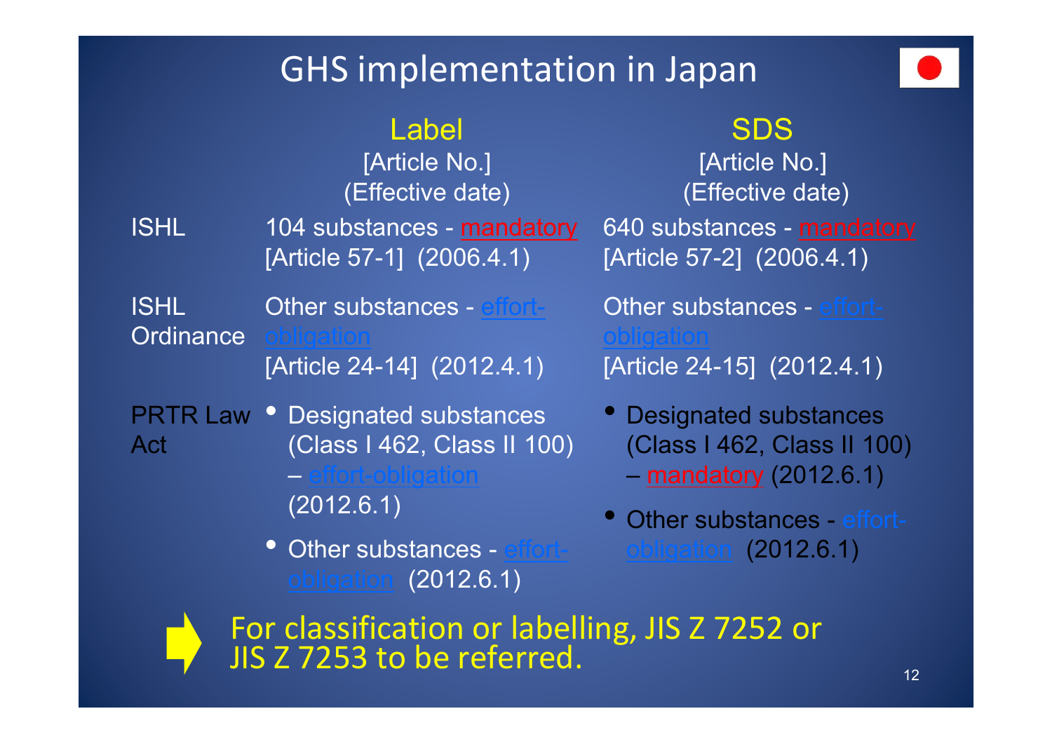# GHS implementation in Japan

| | Label [Article No.] (Effective date) | SDS [Article No.] (Effective date) |
|---|---|---|
| ISHL | 104 substances - mandatory [Article 57-1] (2006.4.1) | 640 substances - mandatory [Article 57-2] (2006.4.1) |
| ISHL Ordinance | Other substances - effort-obligation [Article 24-14] (2012.4.1) | Other substances - effort-obligation [Article 24-15] (2012.4.1) |
| PRTR Law Act | • Designated substances (Class I 462, Class II 100) – effort-obligation (2012.6.1)<br>• Other substances - effort-obligation (2012.6.1) | • Designated substances (Class I 462, Class II 100) – mandatory (2012.6.1)<br>• Other substances - effort-obligation (2012.6.1) |

➡ For classification or labelling, JIS Z 7252 or JIS Z 7253 to be referred.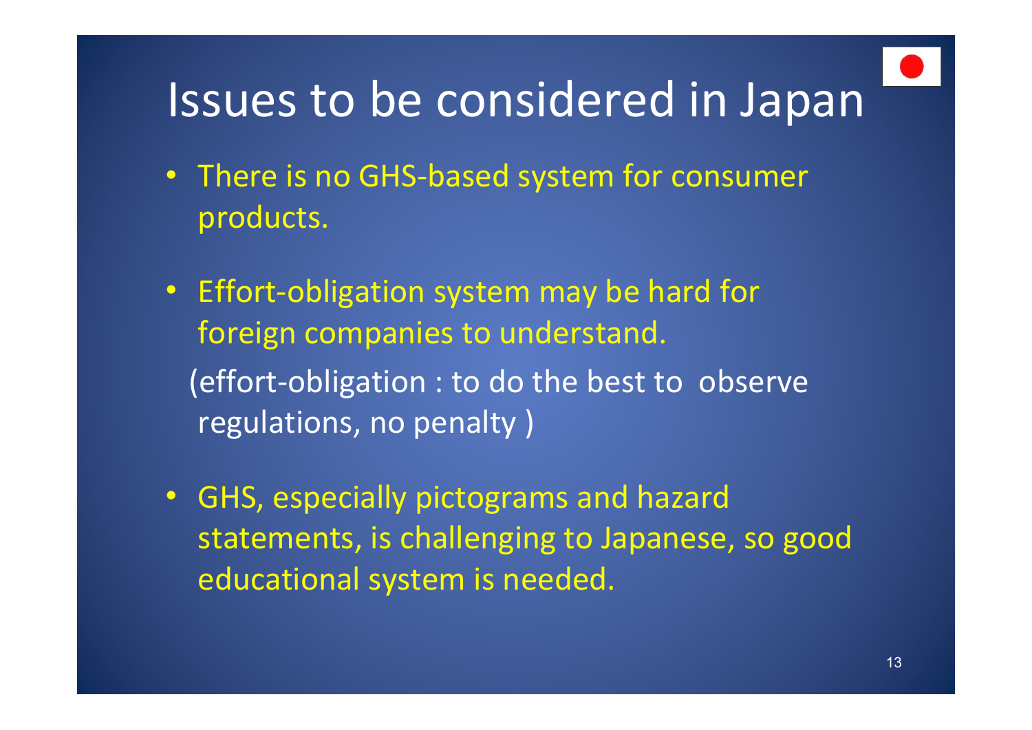# Issues to be considered in Japan

- There is no GHS-based system for consumer products.
- Effort-obligation system may be hard for foreign companies to understand.
  (effort-obligation : to do the best to observe regulations, no penalty )
- GHS, especially pictograms and hazard statements, is challenging to Japanese, so good educational system is needed.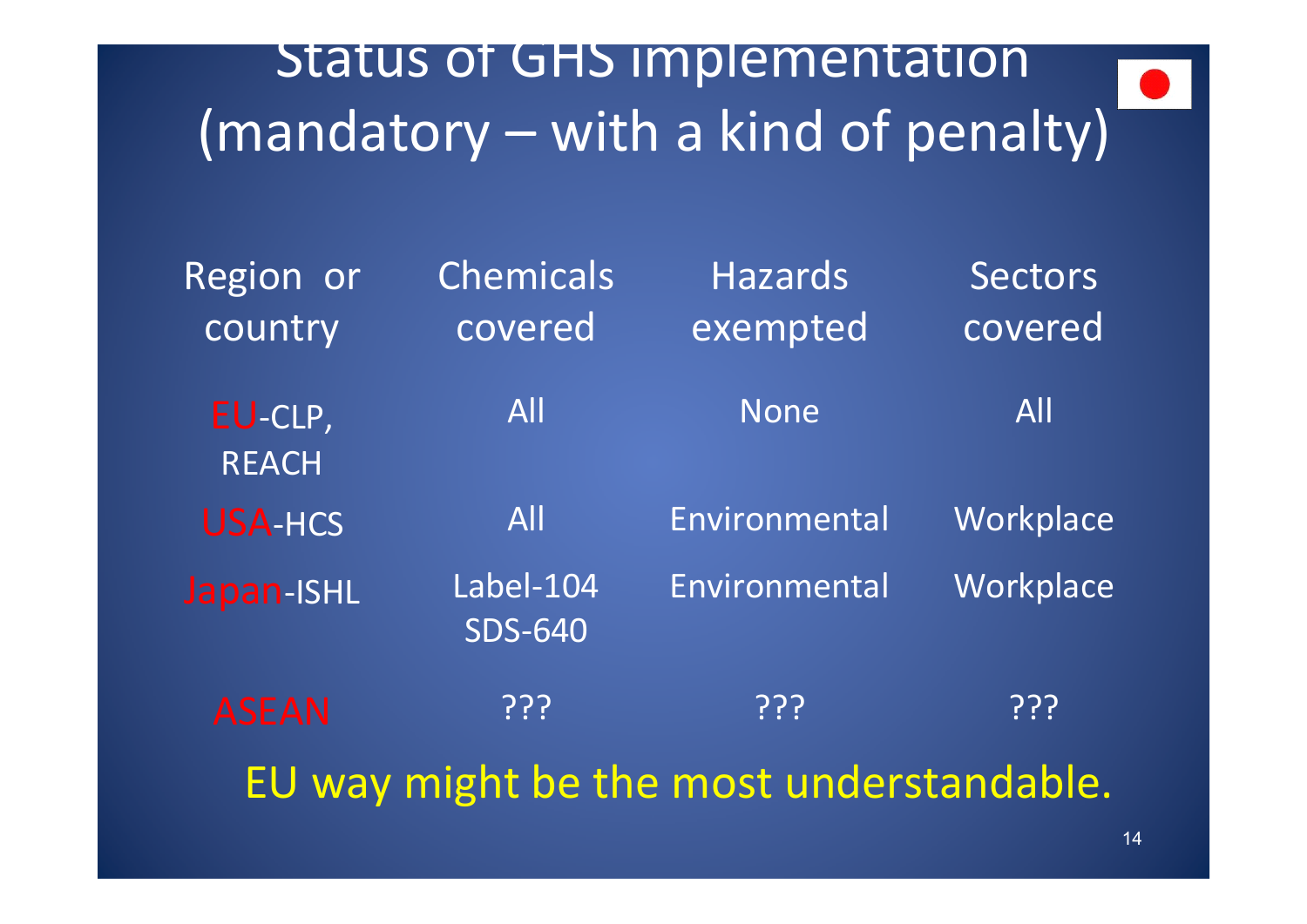# Status of GHS implementation (mandatory – with a kind of penalty)

| Region or country | Chemicals covered | Hazards exempted | Sectors covered |
|---|---|---|---|
| EU-CLP, REACH | All | None | All |
| USA-HCS | All | Environmental | Workplace |
| Japan-ISHL | Label-104 SDS-640 | Environmental | Workplace |
| ASEAN | ??? | ??? | ??? |

EU way might be the most understandable.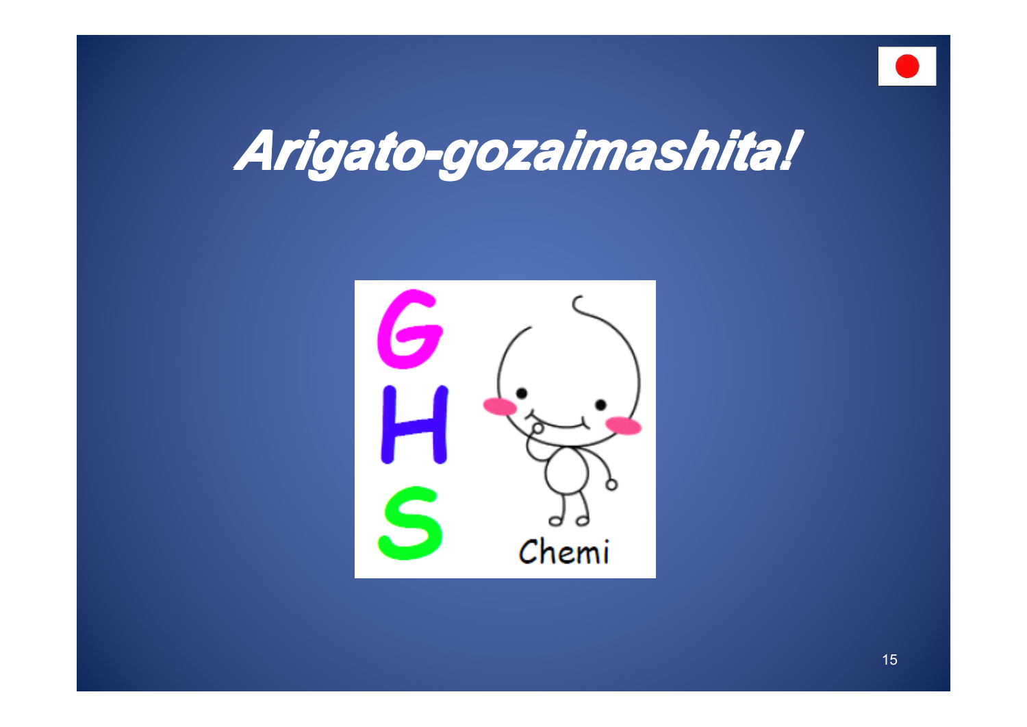# Arigato-gozaimashita!

GHS

Chemi